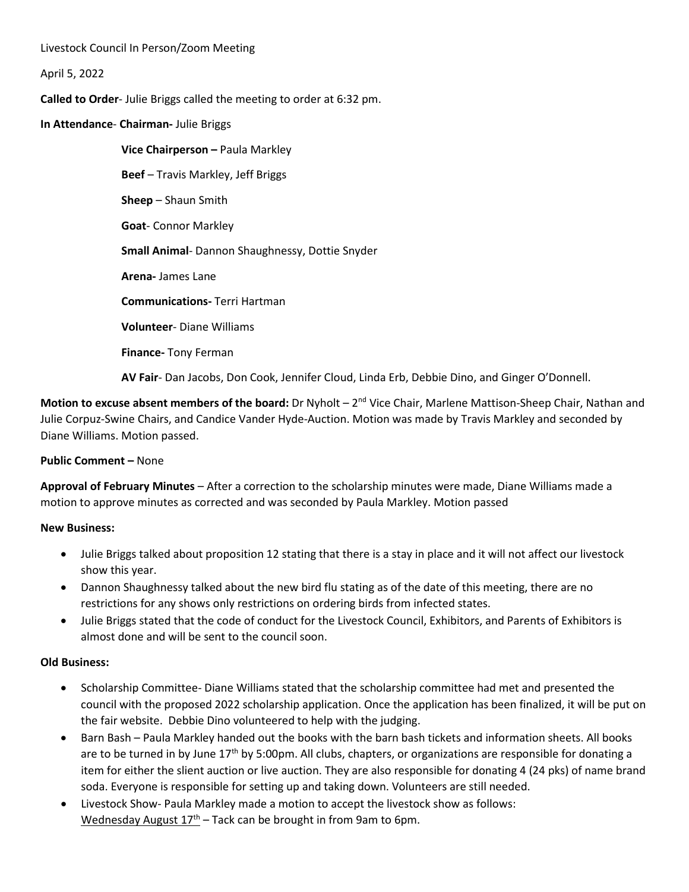Livestock Council In Person/Zoom Meeting

April 5, 2022

**Called to Order**- Julie Briggs called the meeting to order at 6:32 pm.

**In Attendance**- **Chairman-** Julie Briggs

**Vice Chairperson –** Paula Markley

**Beef** – Travis Markley, Jeff Briggs

**Sheep** – Shaun Smith

**Goat**- Connor Markley

**Small Animal**- Dannon Shaughnessy, Dottie Snyder

**Arena-** James Lane

**Communications-** Terri Hartman

**Volunteer**- Diane Williams

**Finance-** Tony Ferman

**AV Fair**- Dan Jacobs, Don Cook, Jennifer Cloud, Linda Erb, Debbie Dino, and Ginger O'Donnell.

**Motion to excuse absent members of the board:** Dr Nyholt – 2nd Vice Chair, Marlene Mattison-Sheep Chair, Nathan and Julie Corpuz-Swine Chairs, and Candice Vander Hyde-Auction. Motion was made by Travis Markley and seconded by Diane Williams. Motion passed.

**Public Comment –** None

**Approval of February Minutes** – After a correction to the scholarship minutes were made, Diane Williams made a motion to approve minutes as corrected and was seconded by Paula Markley. Motion passed

**New Business:**

- Julie Briggs talked about proposition 12 stating that there is a stay in place and it will not affect our livestock show this year.
- Dannon Shaughnessy talked about the new bird flu stating as of the date of this meeting, there are no restrictions for any shows only restrictions on ordering birds from infected states.
- Julie Briggs stated that the code of conduct for the Livestock Council, Exhibitors, and Parents of Exhibitors is almost done and will be sent to the council soon.

**Old Business:**

- Scholarship Committee- Diane Williams stated that the scholarship committee had met and presented the council with the proposed 2022 scholarship application. Once the application has been finalized, it will be put on the fair website. Debbie Dino volunteered to help with the judging.
- Barn Bash – Paula Markley handed out the books with the barn bash tickets and information sheets. All books are to be turned in by June 17th by 5:00pm. All clubs, chapters, or organizations are responsible for donating a item for either the slient auction or live auction. They are also responsible for donating 4 (24 pks) of name brand soda. Everyone is responsible for setting up and taking down. Volunteers are still needed.
- Livestock Show- Paula Markley made a motion to accept the livestock show as follows:
  <u>Wednesday August 17th</u> – Tack can be brought in from 9am to 6pm.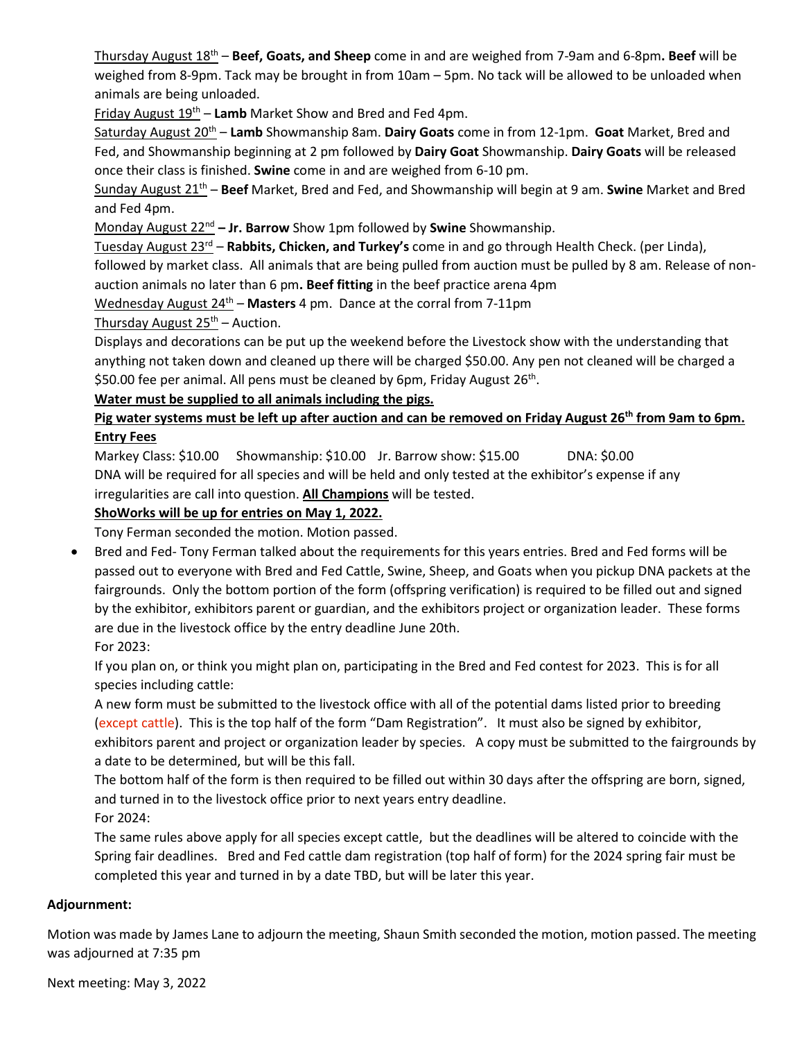Thursday August 18th – **Beef, Goats, and Sheep** come in and are weighed from 7-9am and 6-8pm**. Beef** will be weighed from 8-9pm. Tack may be brought in from 10am – 5pm. No tack will be allowed to be unloaded when animals are being unloaded.

Friday August 19th – **Lamb** Market Show and Bred and Fed 4pm.

Saturday August 20th – **Lamb** Showmanship 8am. **Dairy Goats** come in from 12-1pm. **Goat** Market, Bred and Fed, and Showmanship beginning at 2 pm followed by **Dairy Goat** Showmanship. **Dairy Goats** will be released once their class is finished. **Swine** come in and are weighed from 6-10 pm.

Sunday August 21th – **Beef** Market, Bred and Fed, and Showmanship will begin at 9 am. **Swine** Market and Bred and Fed 4pm.

Monday August 22nd **– Jr. Barrow** Show 1pm followed by **Swine** Showmanship.

Tuesday August 23rd – **Rabbits, Chicken, and Turkey's** come in and go through Health Check. (per Linda), followed by market class. All animals that are being pulled from auction must be pulled by 8 am. Release of non-auction animals no later than 6 pm**. Beef fitting** in the beef practice arena 4pm

Wednesday August 24th – **Masters** 4 pm. Dance at the corral from 7-11pm

Thursday August 25th – Auction.

Displays and decorations can be put up the weekend before the Livestock show with the understanding that anything not taken down and cleaned up there will be charged $50.00. Any pen not cleaned will be charged a $50.00 fee per animal. All pens must be cleaned by 6pm, Friday August 26th.

**Water must be supplied to all animals including the pigs.**

**Pig water systems must be left up after auction and can be removed on Friday August 26th from 9am to 6pm.**

**Entry Fees**

Markey Class: $10.00 Showmanship: $10.00 Jr. Barrow show: $15.00 DNA: $0.00

DNA will be required for all species and will be held and only tested at the exhibitor's expense if any irregularities are call into question. **All Champions** will be tested.

**ShoWorks will be up for entries on May 1, 2022.**

Tony Ferman seconded the motion. Motion passed.

- Bred and Fed- Tony Ferman talked about the requirements for this years entries. Bred and Fed forms will be passed out to everyone with Bred and Fed Cattle, Swine, Sheep, and Goats when you pickup DNA packets at the fairgrounds. Only the bottom portion of the form (offspring verification) is required to be filled out and signed by the exhibitor, exhibitors parent or guardian, and the exhibitors project or organization leader. These forms are due in the livestock office by the entry deadline June 20th.

  For 2023:

  If you plan on, or think you might plan on, participating in the Bred and Fed contest for 2023. This is for all species including cattle:

  A new form must be submitted to the livestock office with all of the potential dams listed prior to breeding (except cattle). This is the top half of the form "Dam Registration". It must also be signed by exhibitor, exhibitors parent and project or organization leader by species. A copy must be submitted to the fairgrounds by a date to be determined, but will be this fall.

  The bottom half of the form is then required to be filled out within 30 days after the offspring are born, signed, and turned in to the livestock office prior to next years entry deadline.

  For 2024:

  The same rules above apply for all species except cattle, but the deadlines will be altered to coincide with the Spring fair deadlines. Bred and Fed cattle dam registration (top half of form) for the 2024 spring fair must be completed this year and turned in by a date TBD, but will be later this year.

**Adjournment:**

Motion was made by James Lane to adjourn the meeting, Shaun Smith seconded the motion, motion passed. The meeting was adjourned at 7:35 pm

Next meeting: May 3, 2022